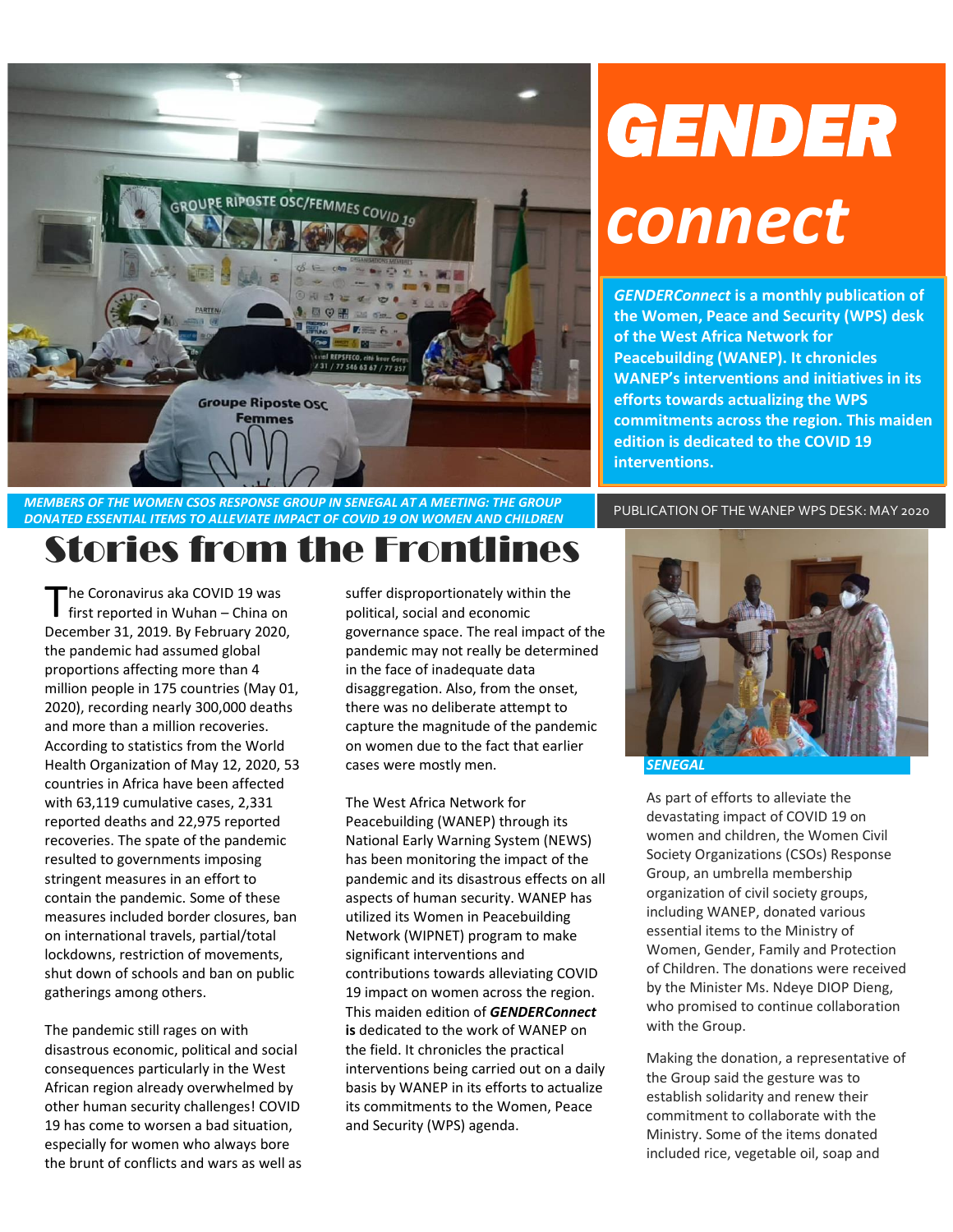# GENDER connect

***GENDERConnect* is a monthly publication of the Women, Peace and Security (WPS) desk of the West Africa Network for Peacebuilding (WANEP). It chronicles WANEP's interventions and initiatives in its efforts towards actualizing the WPS commitments across the region. This maiden edition is dedicated to the COVID 19 interventions.**

*MEMBERS OF THE WOMEN CSOS RESPONSE GROUP IN SENEGAL AT A MEETING: THE GROUP DONATED ESSENTIAL ITEMS TO ALLEVIATE IMPACT OF COVID 19 ON WOMEN AND CHILDREN*

PUBLICATION OF THE WANEP WPS DESK: MAY 2020

## Stories from the Frontlines

The Coronavirus aka COVID 19 was first reported in Wuhan – China on December 31, 2019. By February 2020, the pandemic had assumed global proportions affecting more than 4 million people in 175 countries (May 01, 2020), recording nearly 300,000 deaths and more than a million recoveries. According to statistics from the World Health Organization of May 12, 2020, 53 countries in Africa have been affected with 63,119 cumulative cases, 2,331 reported deaths and 22,975 reported recoveries. The spate of the pandemic resulted to governments imposing stringent measures in an effort to contain the pandemic. Some of these measures included border closures, ban on international travels, partial/total lockdowns, restriction of movements, shut down of schools and ban on public gatherings among others.

The pandemic still rages on with disastrous economic, political and social consequences particularly in the West African region already overwhelmed by other human security challenges! COVID 19 has come to worsen a bad situation, especially for women who always bore the brunt of conflicts and wars as well as suffer disproportionately within the political, social and economic governance space. The real impact of the pandemic may not really be determined in the face of inadequate data disaggregation. Also, from the onset, there was no deliberate attempt to capture the magnitude of the pandemic on women due to the fact that earlier cases were mostly men.

The West Africa Network for Peacebuilding (WANEP) through its National Early Warning System (NEWS) has been monitoring the impact of the pandemic and its disastrous effects on all aspects of human security. WANEP has utilized its Women in Peacebuilding Network (WIPNET) program to make significant interventions and contributions towards alleviating COVID 19 impact on women across the region. This maiden edition of ***GENDERConnect* is** dedicated to the work of WANEP on the field. It chronicles the practical interventions being carried out on a daily basis by WANEP in its efforts to actualize its commitments to the Women, Peace and Security (WPS) agenda.

***SENEGAL***

As part of efforts to alleviate the devastating impact of COVID 19 on women and children, the Women Civil Society Organizations (CSOs) Response Group, an umbrella membership organization of civil society groups, including WANEP, donated various essential items to the Ministry of Women, Gender, Family and Protection of Children. The donations were received by the Minister Ms. Ndeye DIOP Dieng, who promised to continue collaboration with the Group.

Making the donation, a representative of the Group said the gesture was to establish solidarity and renew their commitment to collaborate with the Ministry. Some of the items donated included rice, vegetable oil, soap and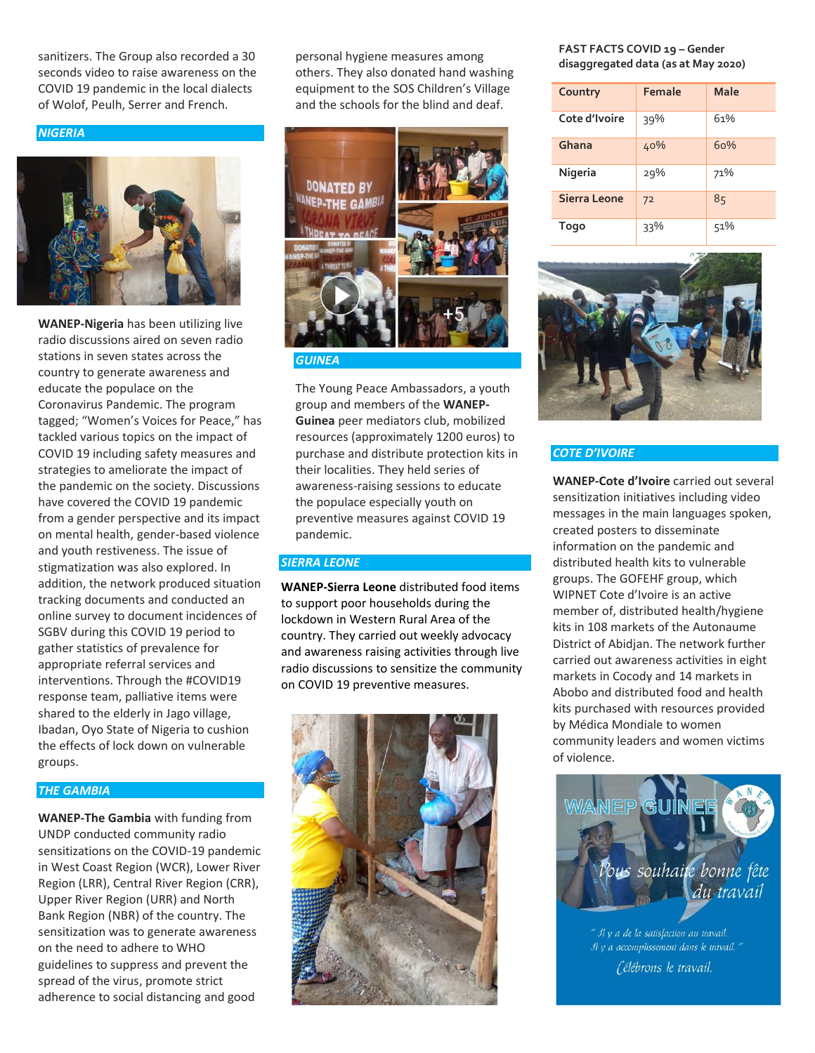sanitizers. The Group also recorded a 30 seconds video to raise awareness on the COVID 19 pandemic in the local dialects of Wolof, Peulh, Serrer and French.

### *NIGERIA*

**WANEP-Nigeria** has been utilizing live radio discussions aired on seven radio stations in seven states across the country to generate awareness and educate the populace on the Coronavirus Pandemic. The program tagged; "Women's Voices for Peace," has tackled various topics on the impact of COVID 19 including safety measures and strategies to ameliorate the impact of the pandemic on the society. Discussions have covered the COVID 19 pandemic from a gender perspective and its impact on mental health, gender-based violence and youth restiveness. The issue of stigmatization was also explored. In addition, the network produced situation tracking documents and conducted an online survey to document incidences of SGBV during this COVID 19 period to gather statistics of prevalence for appropriate referral services and interventions. Through the #COVID19 response team, palliative items were shared to the elderly in Jago village, Ibadan, Oyo State of Nigeria to cushion the effects of lock down on vulnerable groups.

### *THE GAMBIA*

**WANEP-The Gambia** with funding from UNDP conducted community radio sensitizations on the COVID-19 pandemic in West Coast Region (WCR), Lower River Region (LRR), Central River Region (CRR), Upper River Region (URR) and North Bank Region (NBR) of the country. The sensitization was to generate awareness on the need to adhere to WHO guidelines to suppress and prevent the spread of the virus, promote strict adherence to social distancing and good personal hygiene measures among others. They also donated hand washing equipment to the SOS Children's Village and the schools for the blind and deaf.

### *GUINEA*

The Young Peace Ambassadors, a youth group and members of the **WANEP-Guinea** peer mediators club, mobilized resources (approximately 1200 euros) to purchase and distribute protection kits in their localities. They held series of awareness-raising sessions to educate the populace especially youth on preventive measures against COVID 19 pandemic.

### *SIERRA LEONE*

**WANEP-Sierra Leone** distributed food items to support poor households during the lockdown in Western Rural Area of the country. They carried out weekly advocacy and awareness raising activities through live radio discussions to sensitize the community on COVID 19 preventive measures.

**FAST FACTS COVID 19 – Gender disaggregated data (as at May 2020)**

| Country | Female | Male |
|---|---|---|
| Cote d'Ivoire | 39% | 61% |
| Ghana | 40% | 60% |
| Nigeria | 29% | 71% |
| Sierra Leone | 72 | 85 |
| Togo | 33% | 51% |

### *COTE D'IVOIRE*

**WANEP-Cote d'Ivoire** carried out several sensitization initiatives including video messages in the main languages spoken, created posters to disseminate information on the pandemic and distributed health kits to vulnerable groups. The GOFEHF group, which WIPNET Cote d'Ivoire is an active member of, distributed health/hygiene kits in 108 markets of the Autonaume District of Abidjan. The network further carried out awareness activities in eight markets in Cocody and 14 markets in Abobo and distributed food and health kits purchased with resources provided by Médica Mondiale to women community leaders and women victims of violence.